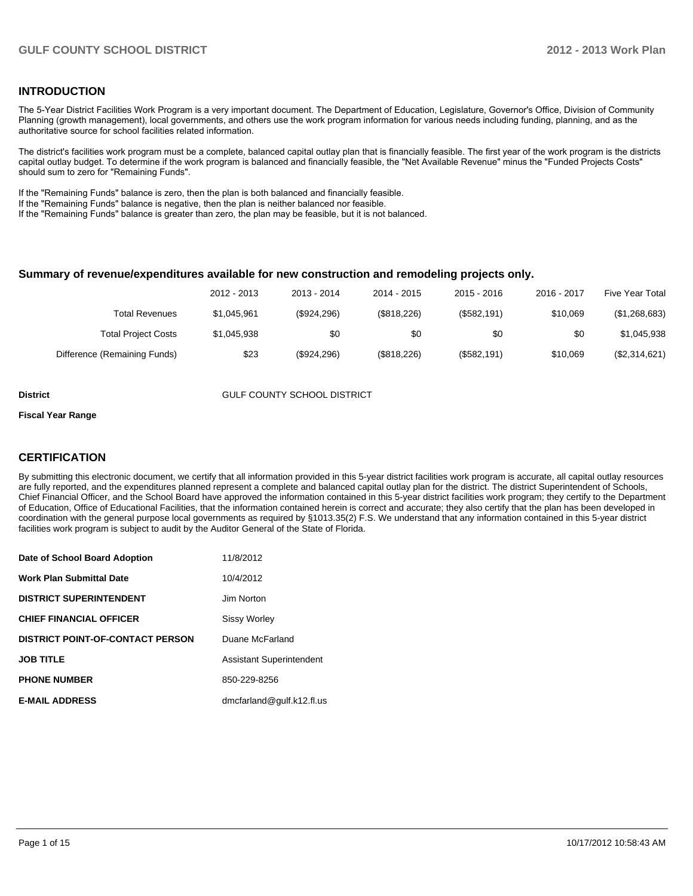## INTRODUCTION

The 5-Year District Facilities Work Program is a very important document. The Department of Education, Legislature, Governor's Office, Division of Community Planning (growth management), local governments, and others use the work program information for various needs including funding, planning, and as the authoritative source for school facilities related information.

The district's facilities work program must be a complete, balanced capital outlay plan that is financially feasible. The first year of the work program is the districts capital outlay budget. To determine if the work program is balanced and financially feasible, the "Net Available Revenue" minus the "Funded Projects Costs" should sum to zero for "Remaining Funds".

If the "Remaining Funds" balance is zero, then the plan is both balanced and financially feasible.
If the "Remaining Funds" balance is negative, then the plan is neither balanced nor feasible.
If the "Remaining Funds" balance is greater than zero, the plan may be feasible, but it is not balanced.

### Summary of revenue/expenditures available for new construction and remodeling projects only.

| | 2012 - 2013 | 2013 - 2014 | 2014 - 2015 | 2015 - 2016 | 2016 - 2017 | Five Year Total |
|---|---|---|---|---|---|---|
| Total Revenues | $1,045,961 | ($924,296) | ($818,226) | ($582,191) | $10,069 | ($1,268,683) |
| Total Project Costs | $1,045,938 | $0 | $0 | $0 | $0 | $1,045,938 |
| Difference (Remaining Funds) | $23 | ($924,296) | ($818,226) | ($582,191) | $10,069 | ($2,314,621) |

**District** GULF COUNTY SCHOOL DISTRICT

**Fiscal Year Range**

## CERTIFICATION

By submitting this electronic document, we certify that all information provided in this 5-year district facilities work program is accurate, all capital outlay resources are fully reported, and the expenditures planned represent a complete and balanced capital outlay plan for the district. The district Superintendent of Schools, Chief Financial Officer, and the School Board have approved the information contained in this 5-year district facilities work program; they certify to the Department of Education, Office of Educational Facilities, that the information contained herein is correct and accurate; they also certify that the plan has been developed in coordination with the general purpose local governments as required by §1013.35(2) F.S. We understand that any information contained in this 5-year district facilities work program is subject to audit by the Auditor General of the State of Florida.

| | |
|---|---|
| **Date of School Board Adoption** | 11/8/2012 |
| **Work Plan Submittal Date** | 10/4/2012 |
| **DISTRICT SUPERINTENDENT** | Jim Norton |
| **CHIEF FINANCIAL OFFICER** | Sissy Worley |
| **DISTRICT POINT-OF-CONTACT PERSON** | Duane McFarland |
| **JOB TITLE** | Assistant Superintendent |
| **PHONE NUMBER** | 850-229-8256 |
| **E-MAIL ADDRESS** | dmcfarland@gulf.k12.fl.us |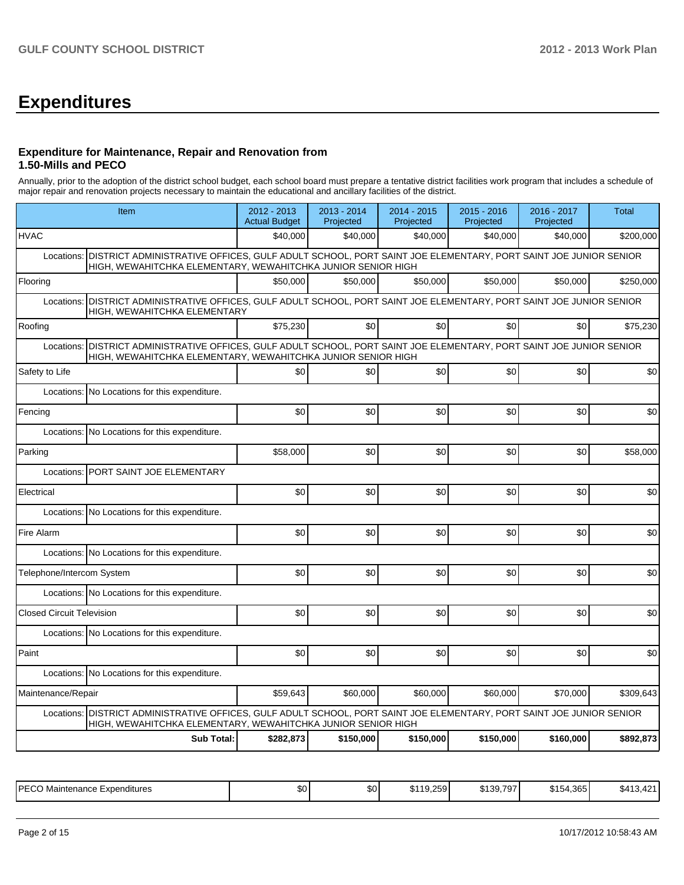# Expenditures

### Expenditure for Maintenance, Repair and Renovation from 1.50-Mills and PECO

Annually, prior to the adoption of the district school budget, each school board must prepare a tentative district facilities work program that includes a schedule of major repair and renovation projects necessary to maintain the educational and ancillary facilities of the district.

| Item | 2012 - 2013 Actual Budget | 2013 - 2014 Projected | 2014 - 2015 Projected | 2015 - 2016 Projected | 2016 - 2017 Projected | Total |
|---|---|---|---|---|---|---|
| HVAC | $40,000 | $40,000 | $40,000 | $40,000 | $40,000 | $200,000 |
| Locations: DISTRICT ADMINISTRATIVE OFFICES, GULF ADULT SCHOOL, PORT SAINT JOE ELEMENTARY, PORT SAINT JOE JUNIOR SENIOR HIGH, WEWAHITCHKA ELEMENTARY, WEWAHITCHKA JUNIOR SENIOR HIGH | | | | | | |
| Flooring | $50,000 | $50,000 | $50,000 | $50,000 | $50,000 | $250,000 |
| Locations: DISTRICT ADMINISTRATIVE OFFICES, GULF ADULT SCHOOL, PORT SAINT JOE ELEMENTARY, PORT SAINT JOE JUNIOR SENIOR HIGH, WEWAHITCHKA ELEMENTARY | | | | | | |
| Roofing | $75,230 | $0 | $0 | $0 | $0 | $75,230 |
| Locations: DISTRICT ADMINISTRATIVE OFFICES, GULF ADULT SCHOOL, PORT SAINT JOE ELEMENTARY, PORT SAINT JOE JUNIOR SENIOR HIGH, WEWAHITCHKA ELEMENTARY, WEWAHITCHKA JUNIOR SENIOR HIGH | | | | | | |
| Safety to Life | $0 | $0 | $0 | $0 | $0 | $0 |
| Locations: No Locations for this expenditure. | | | | | | |
| Fencing | $0 | $0 | $0 | $0 | $0 | $0 |
| Locations: No Locations for this expenditure. | | | | | | |
| Parking | $58,000 | $0 | $0 | $0 | $0 | $58,000 |
| Locations: PORT SAINT JOE ELEMENTARY | | | | | | |
| Electrical | $0 | $0 | $0 | $0 | $0 | $0 |
| Locations: No Locations for this expenditure. | | | | | | |
| Fire Alarm | $0 | $0 | $0 | $0 | $0 | $0 |
| Locations: No Locations for this expenditure. | | | | | | |
| Telephone/Intercom System | $0 | $0 | $0 | $0 | $0 | $0 |
| Locations: No Locations for this expenditure. | | | | | | |
| Closed Circuit Television | $0 | $0 | $0 | $0 | $0 | $0 |
| Locations: No Locations for this expenditure. | | | | | | |
| Paint | $0 | $0 | $0 | $0 | $0 | $0 |
| Locations: No Locations for this expenditure. | | | | | | |
| Maintenance/Repair | $59,643 | $60,000 | $60,000 | $60,000 | $70,000 | $309,643 |
| Locations: DISTRICT ADMINISTRATIVE OFFICES, GULF ADULT SCHOOL, PORT SAINT JOE ELEMENTARY, PORT SAINT JOE JUNIOR SENIOR HIGH, WEWAHITCHKA ELEMENTARY, WEWAHITCHKA JUNIOR SENIOR HIGH | | | | | | |
| **Sub Total:** | **$282,873** | **$150,000** | **$150,000** | **$150,000** | **$160,000** | **$892,873** |

| Item | 2012 - 2013 Actual Budget | 2013 - 2014 Projected | 2014 - 2015 Projected | 2015 - 2016 Projected | 2016 - 2017 Projected | Total |
|---|---|---|---|---|---|---|
| PECO Maintenance Expenditures | $0 | $0 | $119,259 | $139,797 | $154,365 | $413,421 |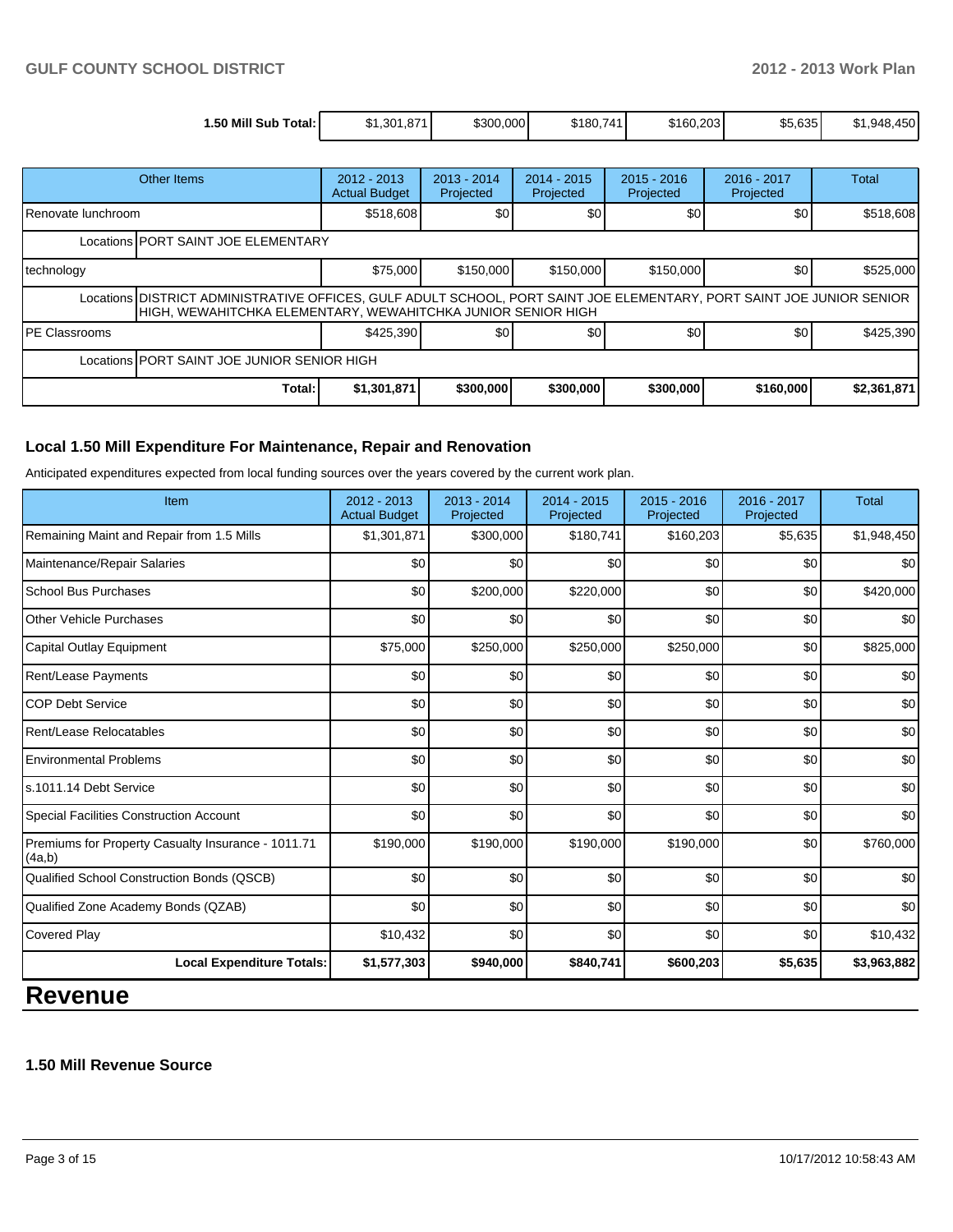| 1.50 Mill Sub Total: | $1,301,871 | $300,000 | $180,741 | $160,203 | $5,635 | $1,948,450 |
|---|---|---|---|---|---|---|

| Other Items | 2012 - 2013 Actual Budget | 2013 - 2014 Projected | 2014 - 2015 Projected | 2015 - 2016 Projected | 2016 - 2017 Projected | Total |
|---|---|---|---|---|---|---|
| Renovate lunchroom | $518,608 | $0 | $0 | $0 | $0 | $518,608 |
| Locations PORT SAINT JOE ELEMENTARY | | | | | | |
| technology | $75,000 | $150,000 | $150,000 | $150,000 | $0 | $525,000 |
| Locations DISTRICT ADMINISTRATIVE OFFICES, GULF ADULT SCHOOL, PORT SAINT JOE ELEMENTARY, PORT SAINT JOE JUNIOR SENIOR HIGH, WEWAHITCHKA ELEMENTARY, WEWAHITCHKA JUNIOR SENIOR HIGH | | | | | | |
| PE Classrooms | $425,390 | $0 | $0 | $0 | $0 | $425,390 |
| Locations PORT SAINT JOE JUNIOR SENIOR HIGH | | | | | | |
| **Total:** | **$1,301,871** | **$300,000** | **$300,000** | **$300,000** | **$160,000** | **$2,361,871** |

### Local 1.50 Mill Expenditure For Maintenance, Repair and Renovation

Anticipated expenditures expected from local funding sources over the years covered by the current work plan.

| Item | 2012 - 2013 Actual Budget | 2013 - 2014 Projected | 2014 - 2015 Projected | 2015 - 2016 Projected | 2016 - 2017 Projected | Total |
|---|---|---|---|---|---|---|
| Remaining Maint and Repair from 1.5 Mills | $1,301,871 | $300,000 | $180,741 | $160,203 | $5,635 | $1,948,450 |
| Maintenance/Repair Salaries | $0 | $0 | $0 | $0 | $0 | $0 |
| School Bus Purchases | $0 | $200,000 | $220,000 | $0 | $0 | $420,000 |
| Other Vehicle Purchases | $0 | $0 | $0 | $0 | $0 | $0 |
| Capital Outlay Equipment | $75,000 | $250,000 | $250,000 | $250,000 | $0 | $825,000 |
| Rent/Lease Payments | $0 | $0 | $0 | $0 | $0 | $0 |
| COP Debt Service | $0 | $0 | $0 | $0 | $0 | $0 |
| Rent/Lease Relocatables | $0 | $0 | $0 | $0 | $0 | $0 |
| Environmental Problems | $0 | $0 | $0 | $0 | $0 | $0 |
| s.1011.14 Debt Service | $0 | $0 | $0 | $0 | $0 | $0 |
| Special Facilities Construction Account | $0 | $0 | $0 | $0 | $0 | $0 |
| Premiums for Property Casualty Insurance - 1011.71 (4a,b) | $190,000 | $190,000 | $190,000 | $190,000 | $0 | $760,000 |
| Qualified School Construction Bonds (QSCB) | $0 | $0 | $0 | $0 | $0 | $0 |
| Qualified Zone Academy Bonds (QZAB) | $0 | $0 | $0 | $0 | $0 | $0 |
| Covered Play | $10,432 | $0 | $0 | $0 | $0 | $10,432 |
| **Local Expenditure Totals:** | **$1,577,303** | **$940,000** | **$840,741** | **$600,203** | **$5,635** | **$3,963,882** |

# Revenue

### 1.50 Mill Revenue Source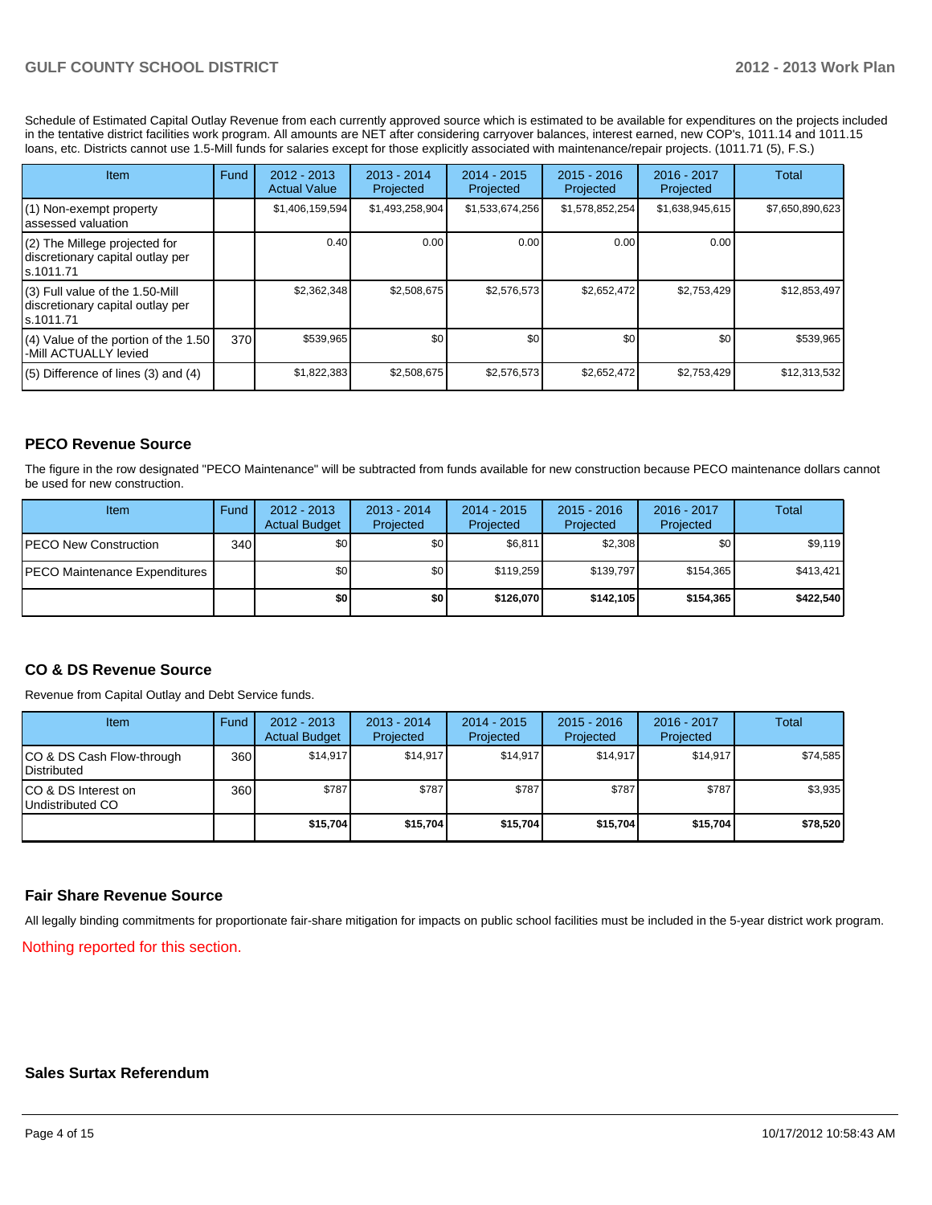Schedule of Estimated Capital Outlay Revenue from each currently approved source which is estimated to be available for expenditures on the projects included in the tentative district facilities work program. All amounts are NET after considering carryover balances, interest earned, new COP's, 1011.14 and 1011.15 loans, etc. Districts cannot use 1.5-Mill funds for salaries except for those explicitly associated with maintenance/repair projects. (1011.71 (5), F.S.)

| Item | Fund | 2012 - 2013 Actual Value | 2013 - 2014 Projected | 2014 - 2015 Projected | 2015 - 2016 Projected | 2016 - 2017 Projected | Total |
|---|---|---|---|---|---|---|---|
| (1) Non-exempt property assessed valuation | | $1,406,159,594 | $1,493,258,904 | $1,533,674,256 | $1,578,852,254 | $1,638,945,615 | $7,650,890,623 |
| (2) The Millege projected for discretionary capital outlay per s.1011.71 | | 0.40 | 0.00 | 0.00 | 0.00 | 0.00 | |
| (3) Full value of the 1.50-Mill discretionary capital outlay per s.1011.71 | | $2,362,348 | $2,508,675 | $2,576,573 | $2,652,472 | $2,753,429 | $12,853,497 |
| (4) Value of the portion of the 1.50 -Mill ACTUALLY levied | 370 | $539,965 | $0 | $0 | $0 | $0 | $539,965 |
| (5) Difference of lines (3) and (4) | | $1,822,383 | $2,508,675 | $2,576,573 | $2,652,472 | $2,753,429 | $12,313,532 |

## PECO Revenue Source

The figure in the row designated "PECO Maintenance" will be subtracted from funds available for new construction because PECO maintenance dollars cannot be used for new construction.

| Item | Fund | 2012 - 2013 Actual Budget | 2013 - 2014 Projected | 2014 - 2015 Projected | 2015 - 2016 Projected | 2016 - 2017 Projected | Total |
|---|---|---|---|---|---|---|---|
| PECO New Construction | 340 | $0 | $0 | $6,811 | $2,308 | $0 | $9,119 |
| PECO Maintenance Expenditures | | $0 | $0 | $119,259 | $139,797 | $154,365 | $413,421 |
| | | **$0** | **$0** | **$126,070** | **$142,105** | **$154,365** | **$422,540** |

## CO & DS Revenue Source

Revenue from Capital Outlay and Debt Service funds.

| Item | Fund | 2012 - 2013 Actual Budget | 2013 - 2014 Projected | 2014 - 2015 Projected | 2015 - 2016 Projected | 2016 - 2017 Projected | Total |
|---|---|---|---|---|---|---|---|
| CO & DS Cash Flow-through Distributed | 360 | $14,917 | $14,917 | $14,917 | $14,917 | $14,917 | $74,585 |
| CO & DS Interest on Undistributed CO | 360 | $787 | $787 | $787 | $787 | $787 | $3,935 |
| | | **$15,704** | **$15,704** | **$15,704** | **$15,704** | **$15,704** | **$78,520** |

## Fair Share Revenue Source

All legally binding commitments for proportionate fair-share mitigation for impacts on public school facilities must be included in the 5-year district work program.

Nothing reported for this section.

## Sales Surtax Referendum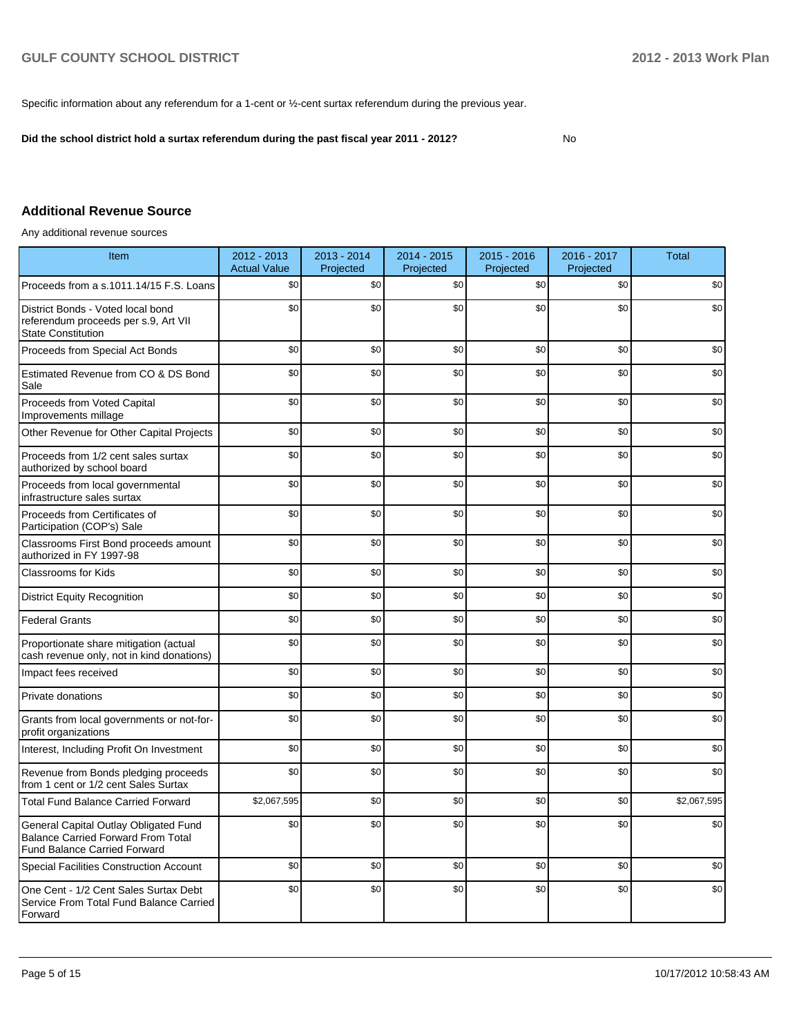Specific information about any referendum for a 1-cent or ½-cent surtax referendum during the previous year.

**Did the school district hold a surtax referendum during the past fiscal year 2011 - 2012?** No

## Additional Revenue Source

Any additional revenue sources

| Item | 2012 - 2013 Actual Value | 2013 - 2014 Projected | 2014 - 2015 Projected | 2015 - 2016 Projected | 2016 - 2017 Projected | Total |
|---|---|---|---|---|---|---|
| Proceeds from a s.1011.14/15 F.S. Loans | $0 | $0 | $0 | $0 | $0 | $0 |
| District Bonds - Voted local bond referendum proceeds per s.9, Art VII State Constitution | $0 | $0 | $0 | $0 | $0 | $0 |
| Proceeds from Special Act Bonds | $0 | $0 | $0 | $0 | $0 | $0 |
| Estimated Revenue from CO & DS Bond Sale | $0 | $0 | $0 | $0 | $0 | $0 |
| Proceeds from Voted Capital Improvements millage | $0 | $0 | $0 | $0 | $0 | $0 |
| Other Revenue for Other Capital Projects | $0 | $0 | $0 | $0 | $0 | $0 |
| Proceeds from 1/2 cent sales surtax authorized by school board | $0 | $0 | $0 | $0 | $0 | $0 |
| Proceeds from local governmental infrastructure sales surtax | $0 | $0 | $0 | $0 | $0 | $0 |
| Proceeds from Certificates of Participation (COP's) Sale | $0 | $0 | $0 | $0 | $0 | $0 |
| Classrooms First Bond proceeds amount authorized in FY 1997-98 | $0 | $0 | $0 | $0 | $0 | $0 |
| Classrooms for Kids | $0 | $0 | $0 | $0 | $0 | $0 |
| District Equity Recognition | $0 | $0 | $0 | $0 | $0 | $0 |
| Federal Grants | $0 | $0 | $0 | $0 | $0 | $0 |
| Proportionate share mitigation (actual cash revenue only, not in kind donations) | $0 | $0 | $0 | $0 | $0 | $0 |
| Impact fees received | $0 | $0 | $0 | $0 | $0 | $0 |
| Private donations | $0 | $0 | $0 | $0 | $0 | $0 |
| Grants from local governments or not-for-profit organizations | $0 | $0 | $0 | $0 | $0 | $0 |
| Interest, Including Profit On Investment | $0 | $0 | $0 | $0 | $0 | $0 |
| Revenue from Bonds pledging proceeds from 1 cent or 1/2 cent Sales Surtax | $0 | $0 | $0 | $0 | $0 | $0 |
| Total Fund Balance Carried Forward | $2,067,595 | $0 | $0 | $0 | $0 | $2,067,595 |
| General Capital Outlay Obligated Fund Balance Carried Forward From Total Fund Balance Carried Forward | $0 | $0 | $0 | $0 | $0 | $0 |
| Special Facilities Construction Account | $0 | $0 | $0 | $0 | $0 | $0 |
| One Cent - 1/2 Cent Sales Surtax Debt Service From Total Fund Balance Carried Forward | $0 | $0 | $0 | $0 | $0 | $0 |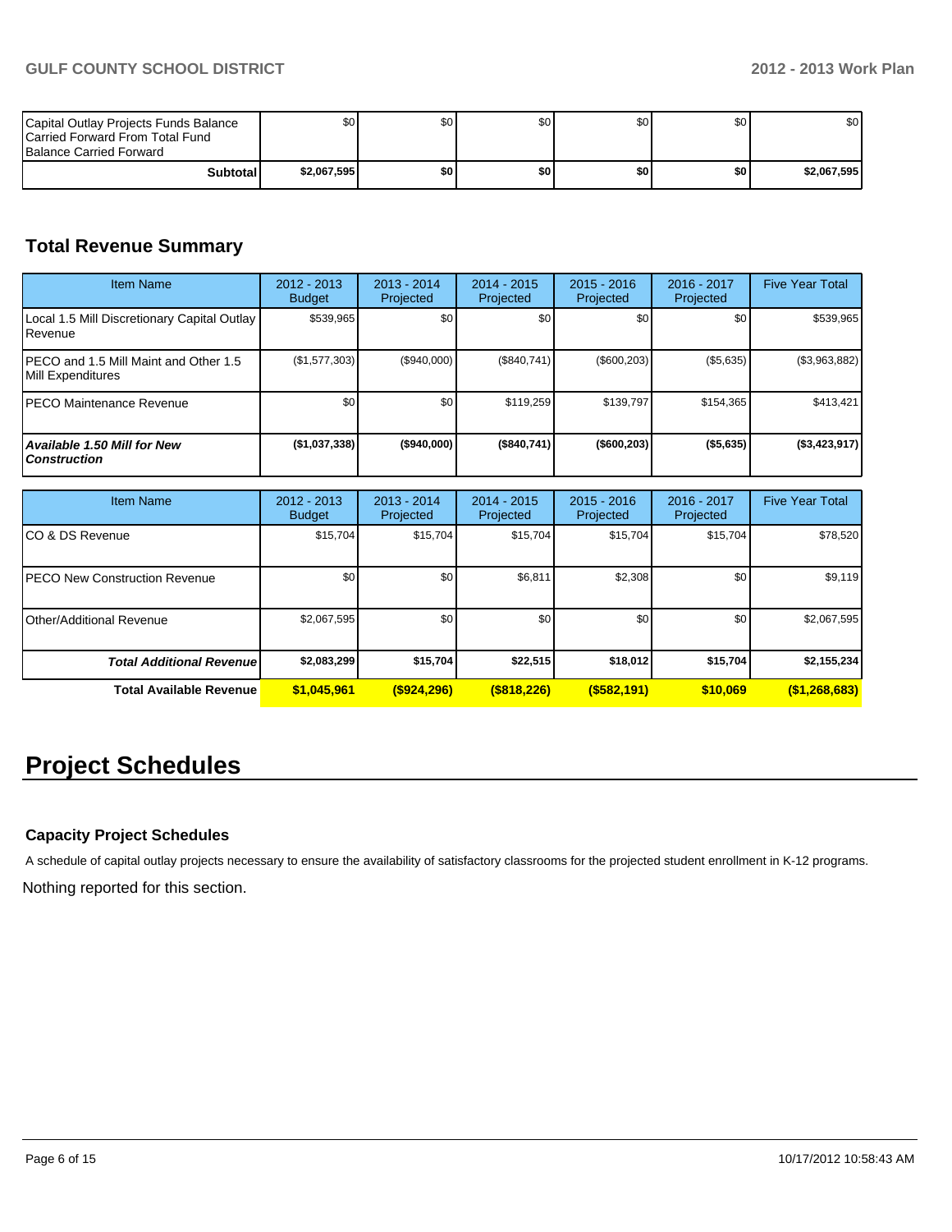| | | | | | | |
|---|---|---|---|---|---|---|
| Capital Outlay Projects Funds Balance Carried Forward From Total Fund Balance Carried Forward | $0 | $0 | $0 | $0 | $0 | $0 |
| **Subtotal** | **$2,067,595** | **$0** | **$0** | **$0** | **$0** | **$2,067,595** |

## Total Revenue Summary

| Item Name | 2012 - 2013 Budget | 2013 - 2014 Projected | 2014 - 2015 Projected | 2015 - 2016 Projected | 2016 - 2017 Projected | Five Year Total |
|---|---|---|---|---|---|---|
| Local 1.5 Mill Discretionary Capital Outlay Revenue | $539,965 | $0 | $0 | $0 | $0 | $539,965 |
| PECO and 1.5 Mill Maint and Other 1.5 Mill Expenditures | ($1,577,303) | ($940,000) | ($840,741) | ($600,203) | ($5,635) | ($3,963,882) |
| PECO Maintenance Revenue | $0 | $0 | $119,259 | $139,797 | $154,365 | $413,421 |
| ***Available 1.50 Mill for New Construction*** | **($1,037,338)** | **($940,000)** | **($840,741)** | **($600,203)** | **($5,635)** | **($3,423,917)** |

| Item Name | 2012 - 2013 Budget | 2013 - 2014 Projected | 2014 - 2015 Projected | 2015 - 2016 Projected | 2016 - 2017 Projected | Five Year Total |
|---|---|---|---|---|---|---|
| CO & DS Revenue | $15,704 | $15,704 | $15,704 | $15,704 | $15,704 | $78,520 |
| PECO New Construction Revenue | $0 | $0 | $6,811 | $2,308 | $0 | $9,119 |
| Other/Additional Revenue | $2,067,595 | $0 | $0 | $0 | $0 | $2,067,595 |
| ***Total Additional Revenue*** | **$2,083,299** | **$15,704** | **$22,515** | **$18,012** | **$15,704** | **$2,155,234** |
| **Total Available Revenue** | **$1,045,961** | **($924,296)** | **($818,226)** | **($582,191)** | **$10,069** | **($1,268,683)** |

# Project Schedules

### Capacity Project Schedules

A schedule of capital outlay projects necessary to ensure the availability of satisfactory classrooms for the projected student enrollment in K-12 programs.

Nothing reported for this section.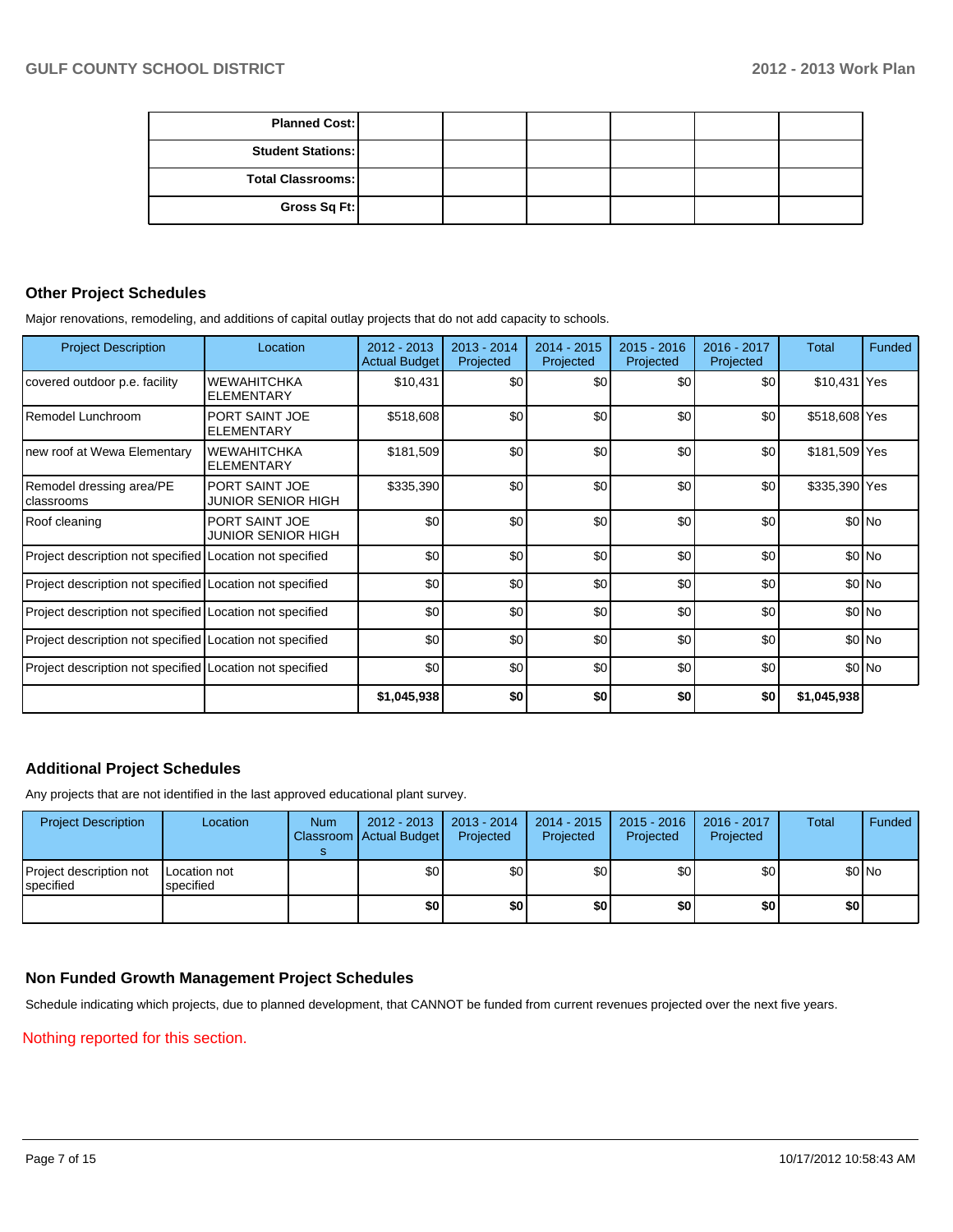| Planned Cost: | | | | | |
|---|---|---|---|---|---|
| Student Stations: | | | | | |
| Total Classrooms: | | | | | |
| Gross Sq Ft: | | | | | |

## Other Project Schedules

Major renovations, remodeling, and additions of capital outlay projects that do not add capacity to schools.

| Project Description | Location | 2012 - 2013 Actual Budget | 2013 - 2014 Projected | 2014 - 2015 Projected | 2015 - 2016 Projected | 2016 - 2017 Projected | Total | Funded |
|---|---|---|---|---|---|---|---|---|
| covered outdoor p.e. facility | WEWAHITCHKA ELEMENTARY | $10,431 | $0 | $0 | $0 | $0 | $10,431 | Yes |
| Remodel Lunchroom | PORT SAINT JOE ELEMENTARY | $518,608 | $0 | $0 | $0 | $0 | $518,608 | Yes |
| new roof at Wewa Elementary | WEWAHITCHKA ELEMENTARY | $181,509 | $0 | $0 | $0 | $0 | $181,509 | Yes |
| Remodel dressing area/PE classrooms | PORT SAINT JOE JUNIOR SENIOR HIGH | $335,390 | $0 | $0 | $0 | $0 | $335,390 | Yes |
| Roof cleaning | PORT SAINT JOE JUNIOR SENIOR HIGH | $0 | $0 | $0 | $0 | $0 | $0 | No |
| Project description not specified | Location not specified | $0 | $0 | $0 | $0 | $0 | $0 | No |
| Project description not specified | Location not specified | $0 | $0 | $0 | $0 | $0 | $0 | No |
| Project description not specified | Location not specified | $0 | $0 | $0 | $0 | $0 | $0 | No |
| Project description not specified | Location not specified | $0 | $0 | $0 | $0 | $0 | $0 | No |
| Project description not specified | Location not specified | $0 | $0 | $0 | $0 | $0 | $0 | No |
| | | **$1,045,938** | **$0** | **$0** | **$0** | **$0** | **$1,045,938** | |

## Additional Project Schedules

Any projects that are not identified in the last approved educational plant survey.

| Project Description | Location | Num Classrooms | 2012 - 2013 Actual Budget | 2013 - 2014 Projected | 2014 - 2015 Projected | 2015 - 2016 Projected | 2016 - 2017 Projected | Total | Funded |
|---|---|---|---|---|---|---|---|---|---|
| Project description not specified | Location not specified | | $0 | $0 | $0 | $0 | $0 | $0 | No |
| | | | **$0** | **$0** | **$0** | **$0** | **$0** | **$0** | |

## Non Funded Growth Management Project Schedules

Schedule indicating which projects, due to planned development, that CANNOT be funded from current revenues projected over the next five years.

Nothing reported for this section.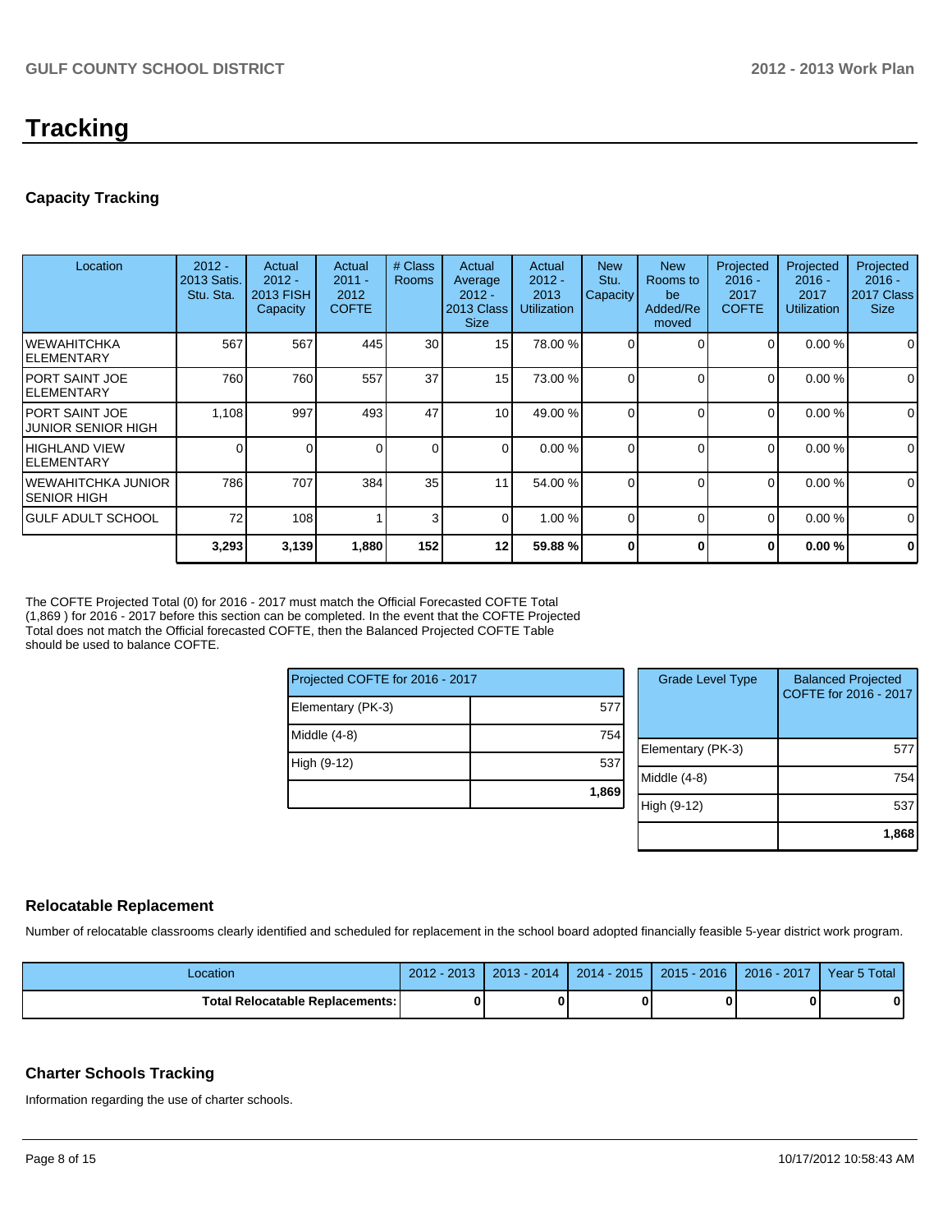# Tracking

## Capacity Tracking

| Location | 2012 - 2013 Satis. Stu. Sta. | Actual 2012 - 2013 FISH Capacity | Actual 2011 - 2012 COFTE | # Class Rooms | Actual Average 2012 - 2013 Class Size | Actual 2012 - 2013 Utilization | New Stu. Capacity | New Rooms to be Added/Removed | Projected 2016 - 2017 COFTE | Projected 2016 - 2017 Utilization | Projected 2016 - 2017 Class Size |
|---|---|---|---|---|---|---|---|---|---|---|---|
| WEWAHITCHKA ELEMENTARY | 567 | 567 | 445 | 30 | 15 | 78.00 % | 0 | 0 | 0 | 0.00 % | 0 |
| PORT SAINT JOE ELEMENTARY | 760 | 760 | 557 | 37 | 15 | 73.00 % | 0 | 0 | 0 | 0.00 % | 0 |
| PORT SAINT JOE JUNIOR SENIOR HIGH | 1,108 | 997 | 493 | 47 | 10 | 49.00 % | 0 | 0 | 0 | 0.00 % | 0 |
| HIGHLAND VIEW ELEMENTARY | 0 | 0 | 0 | 0 | 0 | 0.00 % | 0 | 0 | 0 | 0.00 % | 0 |
| WEWAHITCHKA JUNIOR SENIOR HIGH | 786 | 707 | 384 | 35 | 11 | 54.00 % | 0 | 0 | 0 | 0.00 % | 0 |
| GULF ADULT SCHOOL | 72 | 108 | 1 | 3 | 0 | 1.00 % | 0 | 0 | 0 | 0.00 % | 0 |
| | **3,293** | **3,139** | **1,880** | **152** | **12** | **59.88 %** | **0** | **0** | **0** | **0.00 %** | **0** |

The COFTE Projected Total (0) for 2016 - 2017 must match the Official Forecasted COFTE Total (1,869 ) for 2016 - 2017 before this section can be completed. In the event that the COFTE Projected Total does not match the Official forecasted COFTE, then the Balanced Projected COFTE Table should be used to balance COFTE.

| Projected COFTE for 2016 - 2017 | |
|---|---|
| Elementary (PK-3) | 577 |
| Middle (4-8) | 754 |
| High (9-12) | 537 |
| | **1,869** |

| Grade Level Type | Balanced Projected COFTE for 2016 - 2017 |
|---|---|
| Elementary (PK-3) | 577 |
| Middle (4-8) | 754 |
| High (9-12) | 537 |
| | **1,868** |

## Relocatable Replacement

Number of relocatable classrooms clearly identified and scheduled for replacement in the school board adopted financially feasible 5-year district work program.

| Location | 2012 - 2013 | 2013 - 2014 | 2014 - 2015 | 2015 - 2016 | 2016 - 2017 | Year 5 Total |
|---|---|---|---|---|---|---|
| **Total Relocatable Replacements:** | **0** | **0** | **0** | **0** | **0** | **0** |

## Charter Schools Tracking

Information regarding the use of charter schools.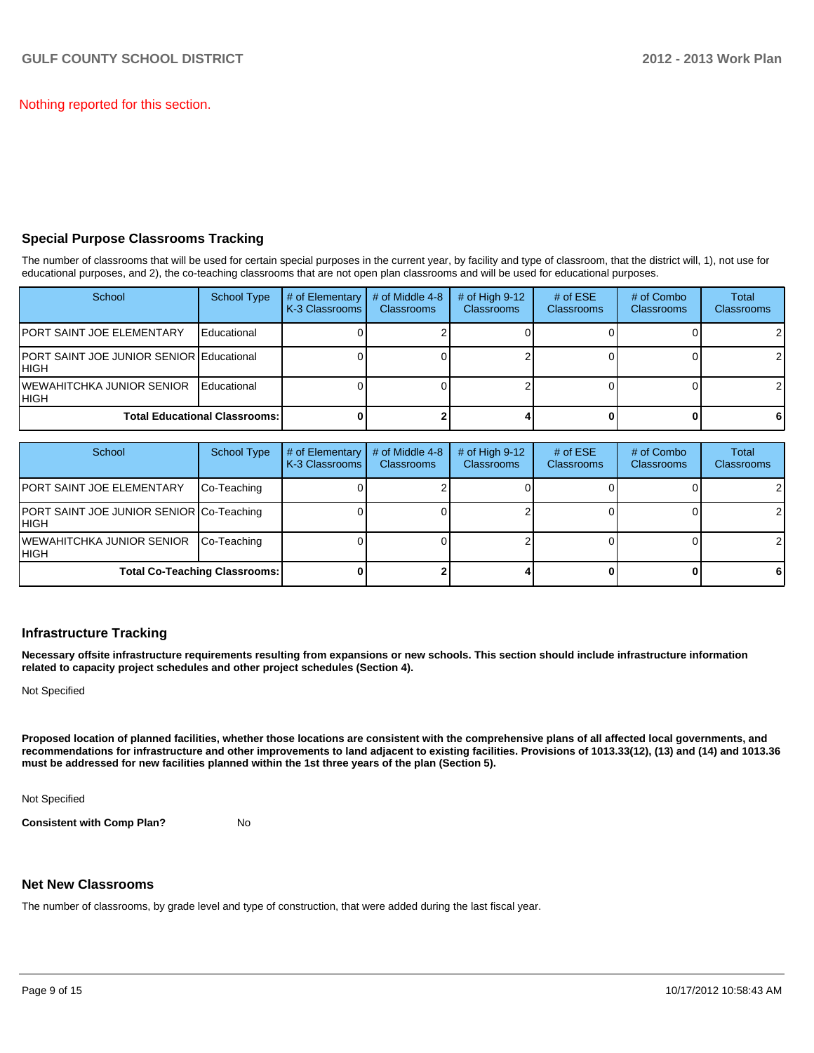Nothing reported for this section.

## Special Purpose Classrooms Tracking

The number of classrooms that will be used for certain special purposes in the current year, by facility and type of classroom, that the district will, 1), not use for educational purposes, and 2), the co-teaching classrooms that are not open plan classrooms and will be used for educational purposes.

| School | School Type | # of Elementary K-3 Classrooms | # of Middle 4-8 Classrooms | # of High 9-12 Classrooms | # of ESE Classrooms | # of Combo Classrooms | Total Classrooms |
|---|---|---|---|---|---|---|---|
| PORT SAINT JOE ELEMENTARY | Educational | 0 | 2 | 0 | 0 | 0 | 2 |
| PORT SAINT JOE JUNIOR SENIOR HIGH | Educational | 0 | 0 | 2 | 0 | 0 | 2 |
| WEWAHITCHKA JUNIOR SENIOR HIGH | Educational | 0 | 0 | 2 | 0 | 0 | 2 |
| **Total Educational Classrooms:** | | **0** | **2** | **4** | **0** | **0** | **6** |

| School | School Type | # of Elementary K-3 Classrooms | # of Middle 4-8 Classrooms | # of High 9-12 Classrooms | # of ESE Classrooms | # of Combo Classrooms | Total Classrooms |
|---|---|---|---|---|---|---|---|
| PORT SAINT JOE ELEMENTARY | Co-Teaching | 0 | 2 | 0 | 0 | 0 | 2 |
| PORT SAINT JOE JUNIOR SENIOR HIGH | Co-Teaching | 0 | 0 | 2 | 0 | 0 | 2 |
| WEWAHITCHKA JUNIOR SENIOR HIGH | Co-Teaching | 0 | 0 | 2 | 0 | 0 | 2 |
| **Total Co-Teaching Classrooms:** | | **0** | **2** | **4** | **0** | **0** | **6** |

## Infrastructure Tracking

**Necessary offsite infrastructure requirements resulting from expansions or new schools. This section should include infrastructure information related to capacity project schedules and other project schedules (Section 4).**

Not Specified

**Proposed location of planned facilities, whether those locations are consistent with the comprehensive plans of all affected local governments, and recommendations for infrastructure and other improvements to land adjacent to existing facilities. Provisions of 1013.33(12), (13) and (14) and 1013.36 must be addressed for new facilities planned within the 1st three years of the plan (Section 5).**

Not Specified

**Consistent with Comp Plan?** No

## Net New Classrooms

The number of classrooms, by grade level and type of construction, that were added during the last fiscal year.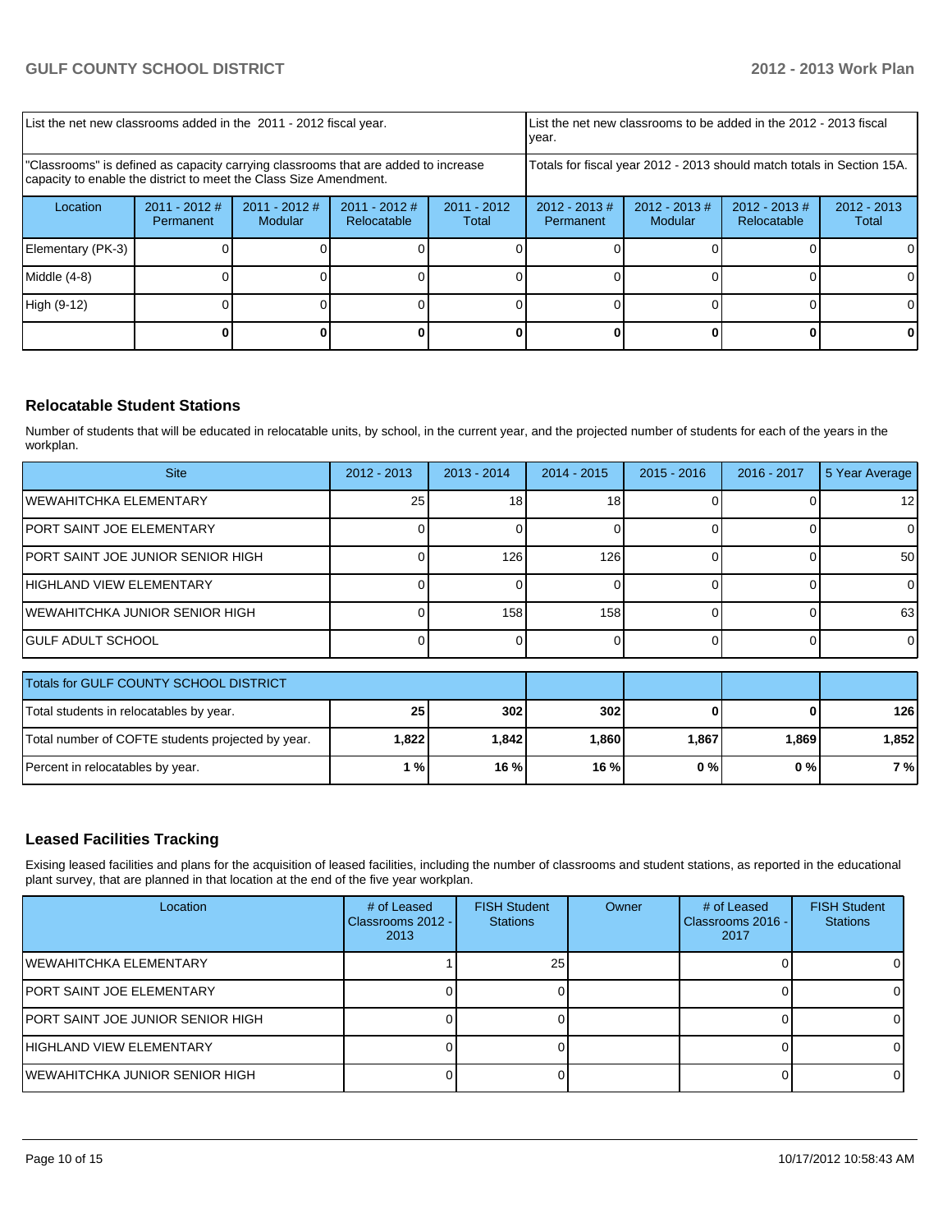| List the net new classrooms added in the 2011 - 2012 fiscal year. | | | | List the net new classrooms to be added in the 2012 - 2013 fiscal year. | | | |
|---|---|---|---|---|---|---|---|
| "Classrooms" is defined as capacity carrying classrooms that are added to increase capacity to enable the district to meet the Class Size Amendment. | | | | Totals for fiscal year 2012 - 2013 should match totals in Section 15A. | | | |
| Location | 2011 - 2012 # Permanent | 2011 - 2012 # Modular | 2011 - 2012 # Relocatable | 2011 - 2012 Total | 2012 - 2013 # Permanent | 2012 - 2013 # Modular | 2012 - 2013 # Relocatable | 2012 - 2013 Total |
| Elementary (PK-3) | 0 | 0 | 0 | 0 | 0 | 0 | 0 | 0 |
| Middle (4-8) | 0 | 0 | 0 | 0 | 0 | 0 | 0 | 0 |
| High (9-12) | 0 | 0 | 0 | 0 | 0 | 0 | 0 | 0 |
| | **0** | **0** | **0** | **0** | **0** | **0** | **0** | **0** |

## Relocatable Student Stations

Number of students that will be educated in relocatable units, by school, in the current year, and the projected number of students for each of the years in the workplan.

| Site | 2012 - 2013 | 2013 - 2014 | 2014 - 2015 | 2015 - 2016 | 2016 - 2017 | 5 Year Average |
|---|---|---|---|---|---|---|
| WEWAHITCHKA ELEMENTARY | 25 | 18 | 18 | 0 | 0 | 12 |
| PORT SAINT JOE ELEMENTARY | 0 | 0 | 0 | 0 | 0 | 0 |
| PORT SAINT JOE JUNIOR SENIOR HIGH | 0 | 126 | 126 | 0 | 0 | 50 |
| HIGHLAND VIEW ELEMENTARY | 0 | 0 | 0 | 0 | 0 | 0 |
| WEWAHITCHKA JUNIOR SENIOR HIGH | 0 | 158 | 158 | 0 | 0 | 63 |
| GULF ADULT SCHOOL | 0 | 0 | 0 | 0 | 0 | 0 |

| Totals for GULF COUNTY SCHOOL DISTRICT | | | | | | |
|---|---|---|---|---|---|---|
| Total students in relocatables by year. | **25** | **302** | **302** | **0** | **0** | **126** |
| Total number of COFTE students projected by year. | **1,822** | **1,842** | **1,860** | **1,867** | **1,869** | **1,852** |
| Percent in relocatables by year. | **1 %** | **16 %** | **16 %** | **0 %** | **0 %** | **7 %** |

## Leased Facilities Tracking

Exising leased facilities and plans for the acquisition of leased facilities, including the number of classrooms and student stations, as reported in the educational plant survey, that are planned in that location at the end of the five year workplan.

| Location | # of Leased Classrooms 2012 - 2013 | FISH Student Stations | Owner | # of Leased Classrooms 2016 - 2017 | FISH Student Stations |
|---|---|---|---|---|---|
| WEWAHITCHKA ELEMENTARY | 1 | 25 | | 0 | 0 |
| PORT SAINT JOE ELEMENTARY | 0 | 0 | | 0 | 0 |
| PORT SAINT JOE JUNIOR SENIOR HIGH | 0 | 0 | | 0 | 0 |
| HIGHLAND VIEW ELEMENTARY | 0 | 0 | | 0 | 0 |
| WEWAHITCHKA JUNIOR SENIOR HIGH | 0 | 0 | | 0 | 0 |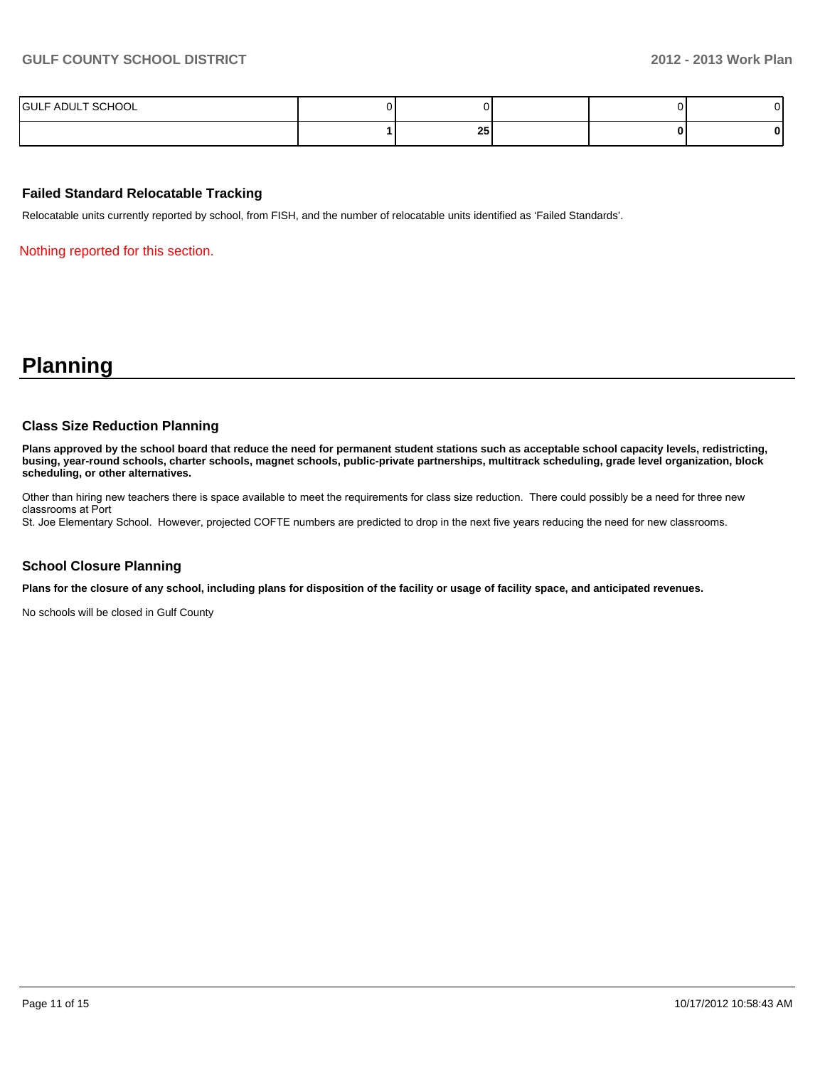| | | | | | |
|---|---|---|---|---|---|
| GULF ADULT SCHOOL | 0 | 0 | | 0 | 0 |
| | **1** | **25** | | **0** | **0** |

### Failed Standard Relocatable Tracking

Relocatable units currently reported by school, from FISH, and the number of relocatable units identified as 'Failed Standards'.

Nothing reported for this section.

# Planning

### Class Size Reduction Planning

**Plans approved by the school board that reduce the need for permanent student stations such as acceptable school capacity levels, redistricting, busing, year-round schools, charter schools, magnet schools, public-private partnerships, multitrack scheduling, grade level organization, block scheduling, or other alternatives.**

Other than hiring new teachers there is space available to meet the requirements for class size reduction. There could possibly be a need for three new classrooms at Port
St. Joe Elementary School. However, projected COFTE numbers are predicted to drop in the next five years reducing the need for new classrooms.

### School Closure Planning

**Plans for the closure of any school, including plans for disposition of the facility or usage of facility space, and anticipated revenues.**

No schools will be closed in Gulf County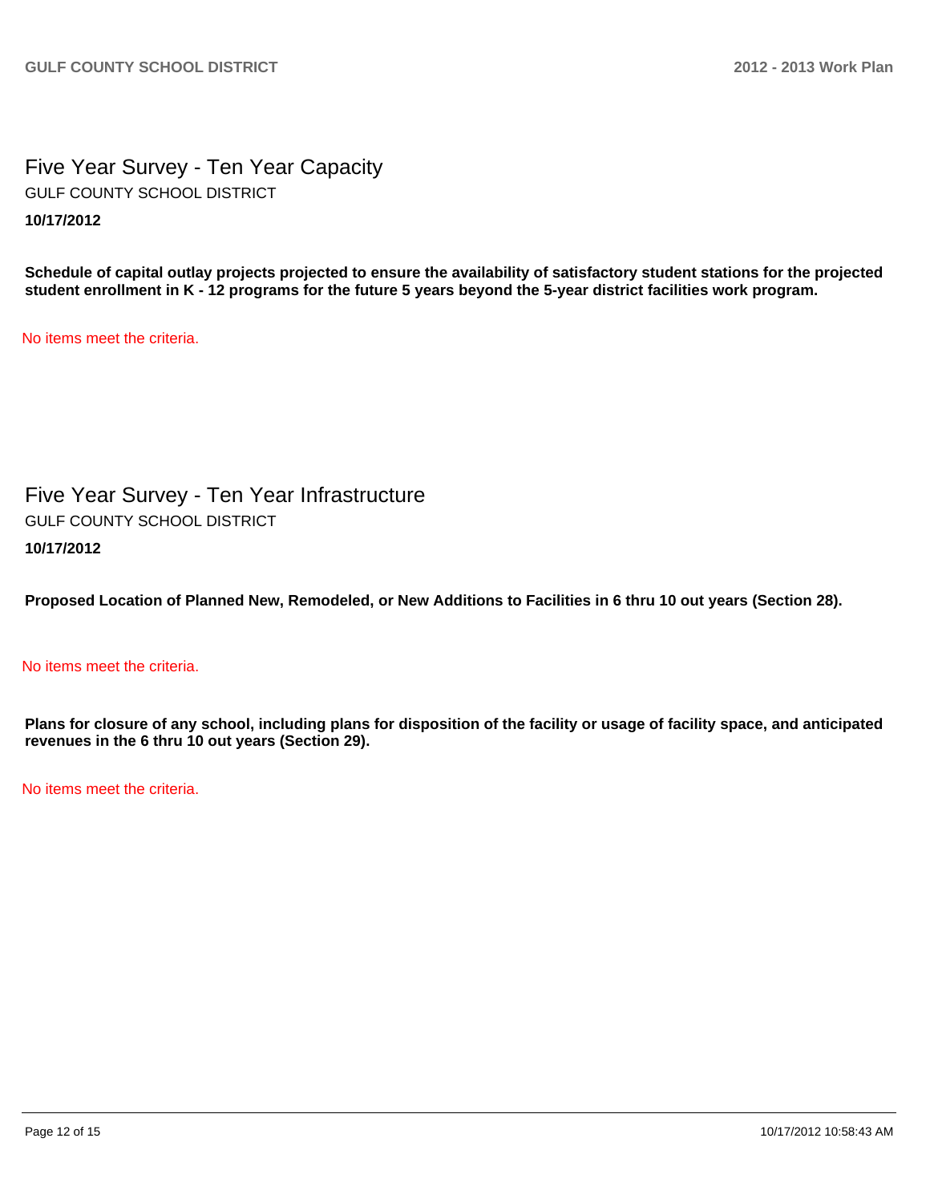# Five Year Survey - Ten Year Capacity

GULF COUNTY SCHOOL DISTRICT

**10/17/2012**

**Schedule of capital outlay projects projected to ensure the availability of satisfactory student stations for the projected student enrollment in K - 12 programs for the future 5 years beyond the 5-year district facilities work program.**

No items meet the criteria.

# Five Year Survey - Ten Year Infrastructure

GULF COUNTY SCHOOL DISTRICT

**10/17/2012**

**Proposed Location of Planned New, Remodeled, or New Additions to Facilities in 6 thru 10 out years (Section 28).**

No items meet the criteria.

**Plans for closure of any school, including plans for disposition of the facility or usage of facility space, and anticipated revenues in the 6 thru 10 out years (Section 29).**

No items meet the criteria.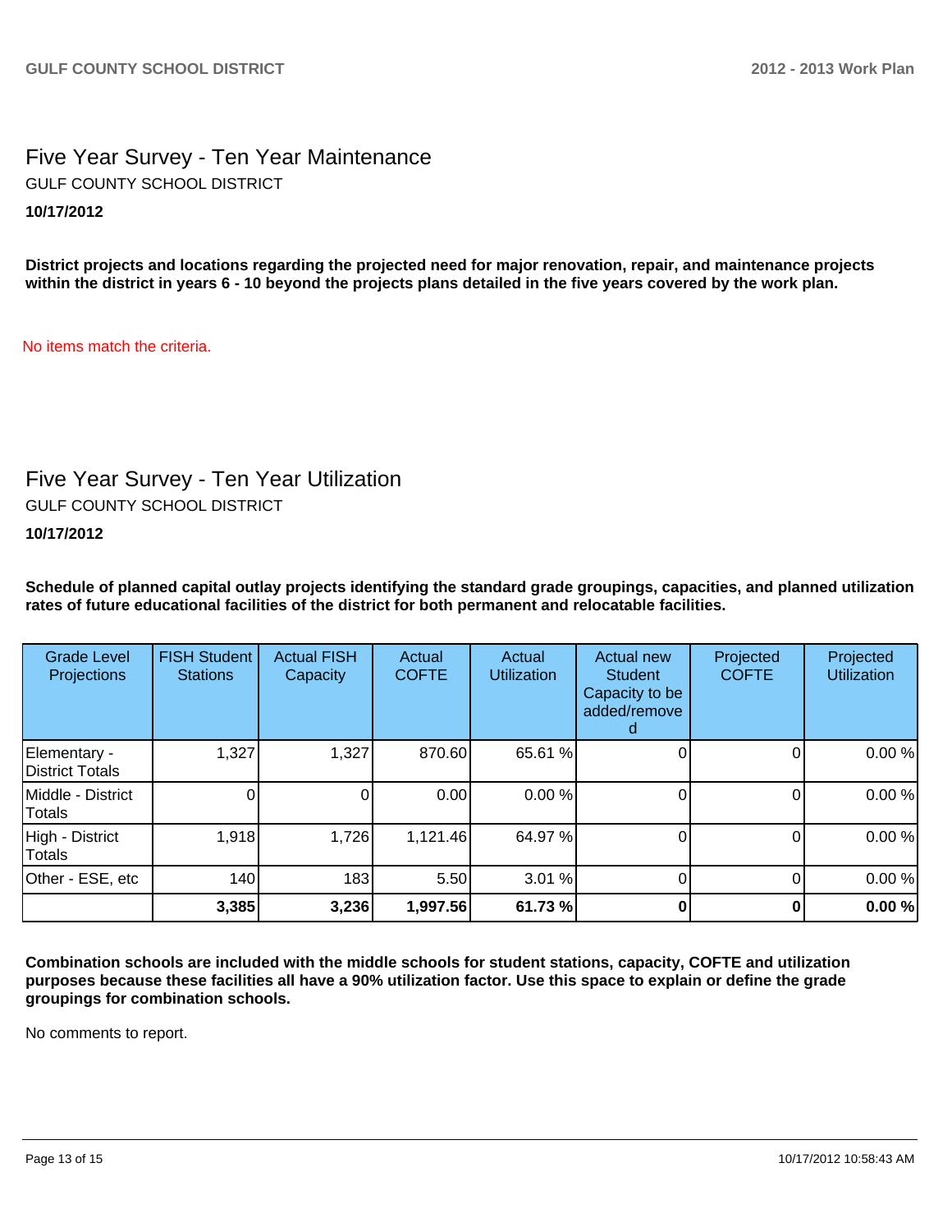# Five Year Survey - Ten Year Maintenance

GULF COUNTY SCHOOL DISTRICT

**10/17/2012**

**District projects and locations regarding the projected need for major renovation, repair, and maintenance projects within the district in years 6 - 10 beyond the projects plans detailed in the five years covered by the work plan.**

No items match the criteria.

# Five Year Survey - Ten Year Utilization

GULF COUNTY SCHOOL DISTRICT

**10/17/2012**

**Schedule of planned capital outlay projects identifying the standard grade groupings, capacities, and planned utilization rates of future educational facilities of the district for both permanent and relocatable facilities.**

| Grade Level Projections | FISH Student Stations | Actual FISH Capacity | Actual COFTE | Actual Utilization | Actual new Student Capacity to be added/removed | Projected COFTE | Projected Utilization |
|---|---|---|---|---|---|---|---|
| Elementary - District Totals | 1,327 | 1,327 | 870.60 | 65.61 % | 0 | 0 | 0.00 % |
| Middle - District Totals | 0 | 0 | 0.00 | 0.00 % | 0 | 0 | 0.00 % |
| High - District Totals | 1,918 | 1,726 | 1,121.46 | 64.97 % | 0 | 0 | 0.00 % |
| Other - ESE, etc | 140 | 183 | 5.50 | 3.01 % | 0 | 0 | 0.00 % |
| | **3,385** | **3,236** | **1,997.56** | **61.73 %** | **0** | **0** | **0.00 %** |

**Combination schools are included with the middle schools for student stations, capacity, COFTE and utilization purposes because these facilities all have a 90% utilization factor. Use this space to explain or define the grade groupings for combination schools.**

No comments to report.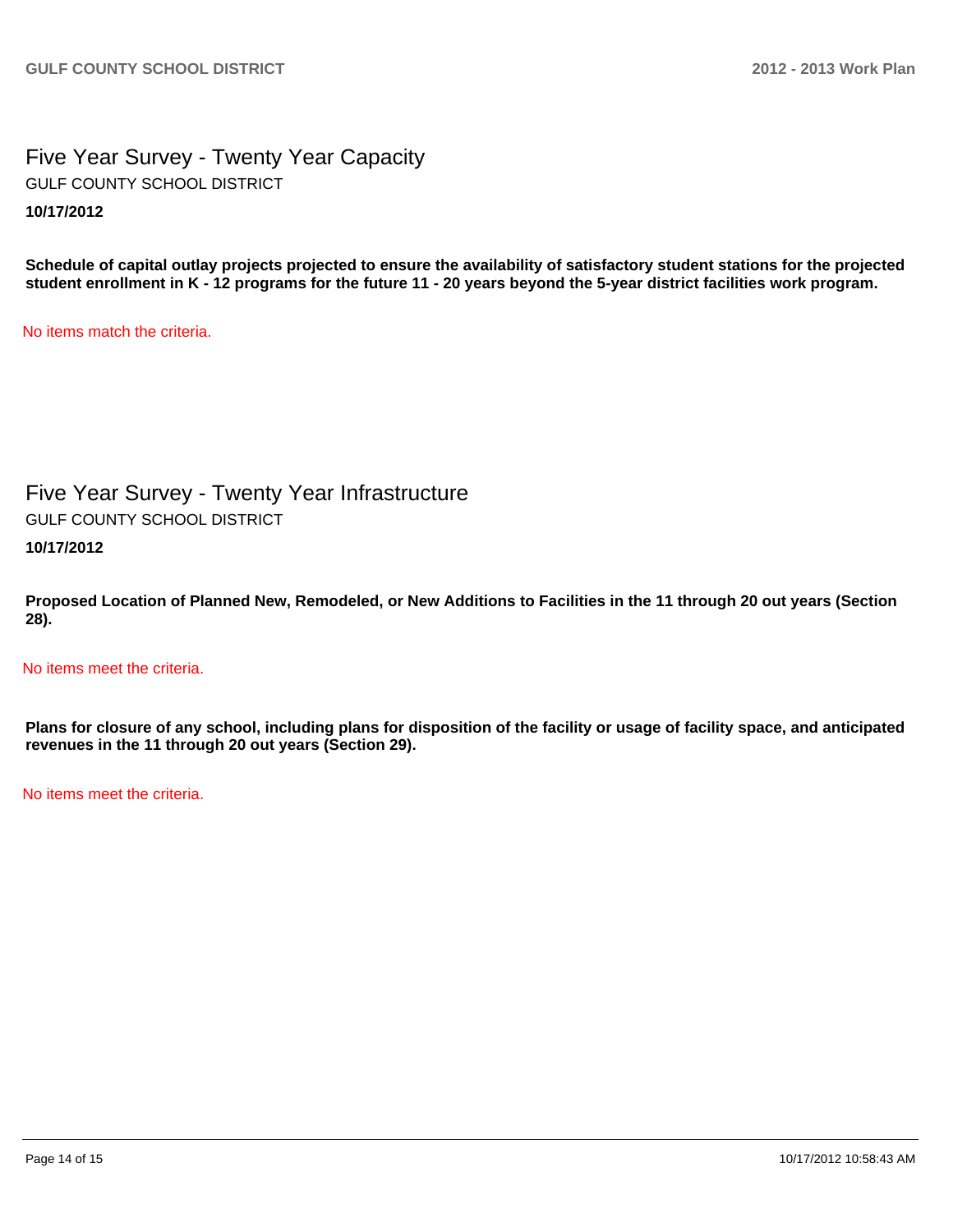## Five Year Survey - Twenty Year Capacity

GULF COUNTY SCHOOL DISTRICT

**10/17/2012**

**Schedule of capital outlay projects projected to ensure the availability of satisfactory student stations for the projected student enrollment in K - 12 programs for the future 11 - 20 years beyond the 5-year district facilities work program.**

No items match the criteria.

## Five Year Survey - Twenty Year Infrastructure

GULF COUNTY SCHOOL DISTRICT

**10/17/2012**

**Proposed Location of Planned New, Remodeled, or New Additions to Facilities in the 11 through 20 out years (Section 28).**

No items meet the criteria.

**Plans for closure of any school, including plans for disposition of the facility or usage of facility space, and anticipated revenues in the 11 through 20 out years (Section 29).**

No items meet the criteria.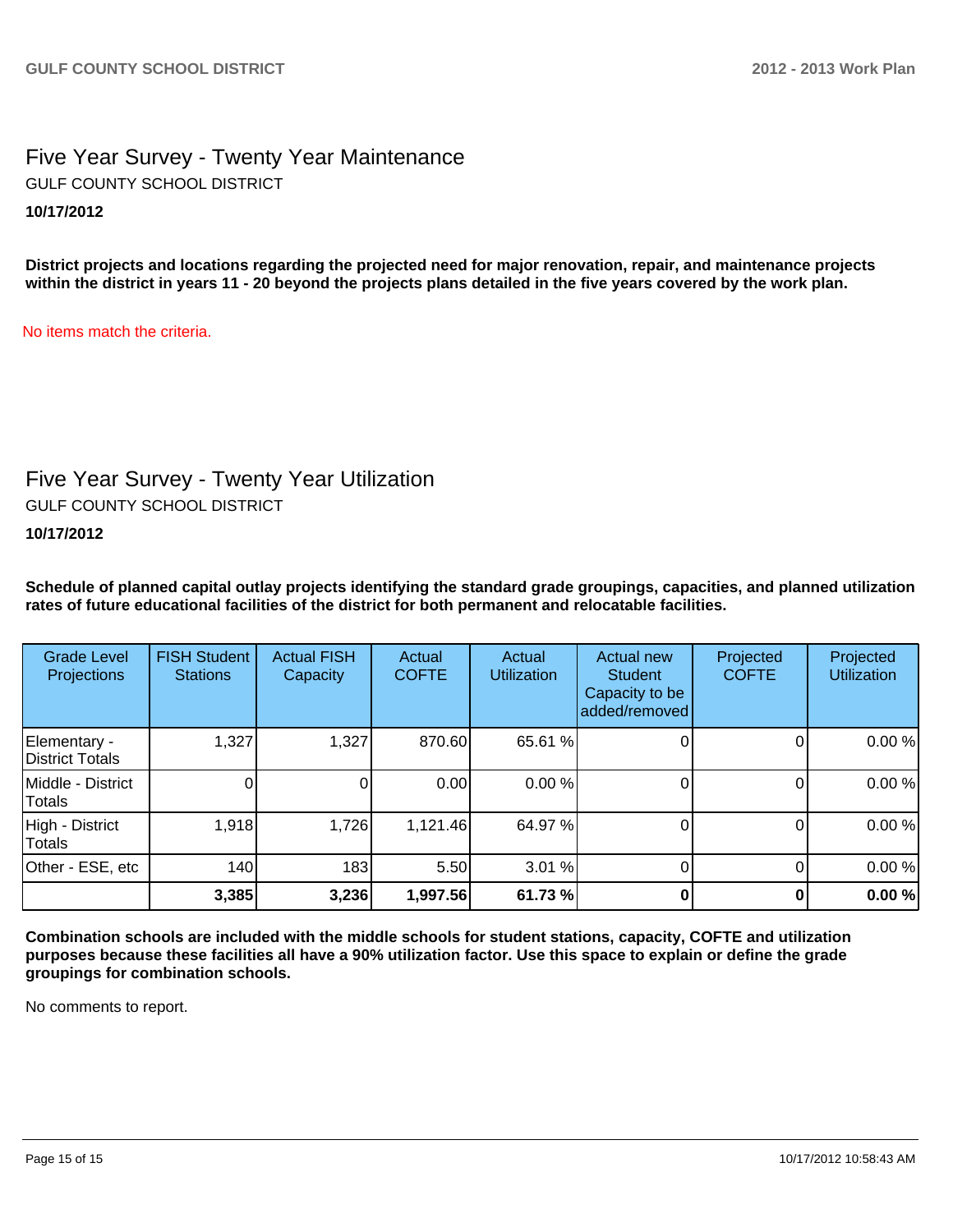## Five Year Survey - Twenty Year Maintenance

GULF COUNTY SCHOOL DISTRICT

**10/17/2012**

**District projects and locations regarding the projected need for major renovation, repair, and maintenance projects within the district in years 11 - 20 beyond the projects plans detailed in the five years covered by the work plan.**

No items match the criteria.

## Five Year Survey - Twenty Year Utilization

GULF COUNTY SCHOOL DISTRICT

**10/17/2012**

**Schedule of planned capital outlay projects identifying the standard grade groupings, capacities, and planned utilization rates of future educational facilities of the district for both permanent and relocatable facilities.**

| Grade Level Projections | FISH Student Stations | Actual FISH Capacity | Actual COFTE | Actual Utilization | Actual new Student Capacity to be added/removed | Projected COFTE | Projected Utilization |
|---|---|---|---|---|---|---|---|
| Elementary - District Totals | 1,327 | 1,327 | 870.60 | 65.61 % | 0 | 0 | 0.00 % |
| Middle - District Totals | 0 | 0 | 0.00 | 0.00 % | 0 | 0 | 0.00 % |
| High - District Totals | 1,918 | 1,726 | 1,121.46 | 64.97 % | 0 | 0 | 0.00 % |
| Other - ESE, etc | 140 | 183 | 5.50 | 3.01 % | 0 | 0 | 0.00 % |
| | **3,385** | **3,236** | **1,997.56** | **61.73 %** | **0** | **0** | **0.00 %** |

**Combination schools are included with the middle schools for student stations, capacity, COFTE and utilization purposes because these facilities all have a 90% utilization factor. Use this space to explain or define the grade groupings for combination schools.**

No comments to report.